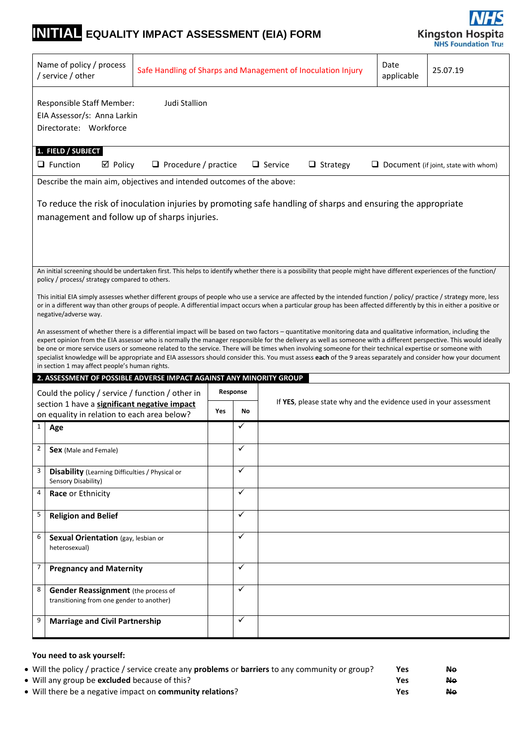# **INITIAL** EQUALITY IMPACT ASSESSMENT (EIA) FORM

NHS Kingston Hospital NHS Foundation Trust

| Name of policy / process / service / other | Safe Handling of Sharps and Management of Inoculation Injury | Date applicable | 25.07.19 |
|---|---|---|---|

Responsible Staff Member: Judi Stallion
EIA Assessor/s: Anna Larkin
Directorate: Workforce

**1. FIELD / SUBJECT**

❑ Function ☑ Policy ❑ Procedure / practice ❑ Service ❑ Strategy ❑ Document (if joint, state with whom)

Describe the main aim, objectives and intended outcomes of the above:

To reduce the risk of inoculation injuries by promoting safe handling of sharps and ensuring the appropriate management and follow up of sharps injuries.

An initial screening should be undertaken first. This helps to identify whether there is a possibility that people might have different experiences of the function/ policy / process/ strategy compared to others.

This initial EIA simply assesses whether different groups of people who use a service are affected by the intended function / policy/ practice / strategy more, less or in a different way than other groups of people. A differential impact occurs when a particular group has been affected differently by this in either a positive or negative/adverse way.

An assessment of whether there is a differential impact will be based on two factors – quantitative monitoring data and qualitative information, including the expert opinion from the EIA assessor who is normally the manager responsible for the delivery as well as someone with a different perspective. This would ideally be one or more service users or someone related to the service. There will be times when involving someone for their technical expertise or someone with specialist knowledge will be appropriate and EIA assessors should consider this. You must assess **each** of the 9 areas separately and consider how your document in section 1 may affect people's human rights.

**2. ASSESSMENT OF POSSIBLE ADVERSE IMPACT AGAINST ANY MINORITY GROUP**

| | Could the policy / service / function / other in section 1 have a **significant negative impact** on equality in relation to each area below? | Response: Yes | Response: No | If **YES**, please state why and the evidence used in your assessment |
|---|---|---|---|---|
| 1 | **Age** | | ✓ | |
| 2 | **Sex** (Male and Female) | | ✓ | |
| 3 | **Disability** (Learning Difficulties / Physical or Sensory Disability) | | ✓ | |
| 4 | **Race** or Ethnicity | | ✓ | |
| 5 | **Religion and Belief** | | ✓ | |
| 6 | **Sexual Orientation** (gay, lesbian or heterosexual) | | ✓ | |
| 7 | **Pregnancy and Maternity** | | ✓ | |
| 8 | **Gender Reassignment** (the process of transitioning from one gender to another) | | ✓ | |
| 9 | **Marriage and Civil Partnership** | | ✓ | |

**You need to ask yourself:**

- Will the policy / practice / service create any **problems** or **barriers** to any community or group? Yes ~~No~~
- Will any group be **excluded** because of this? Yes ~~No~~
- Will there be a negative impact on **community relations**? Yes ~~No~~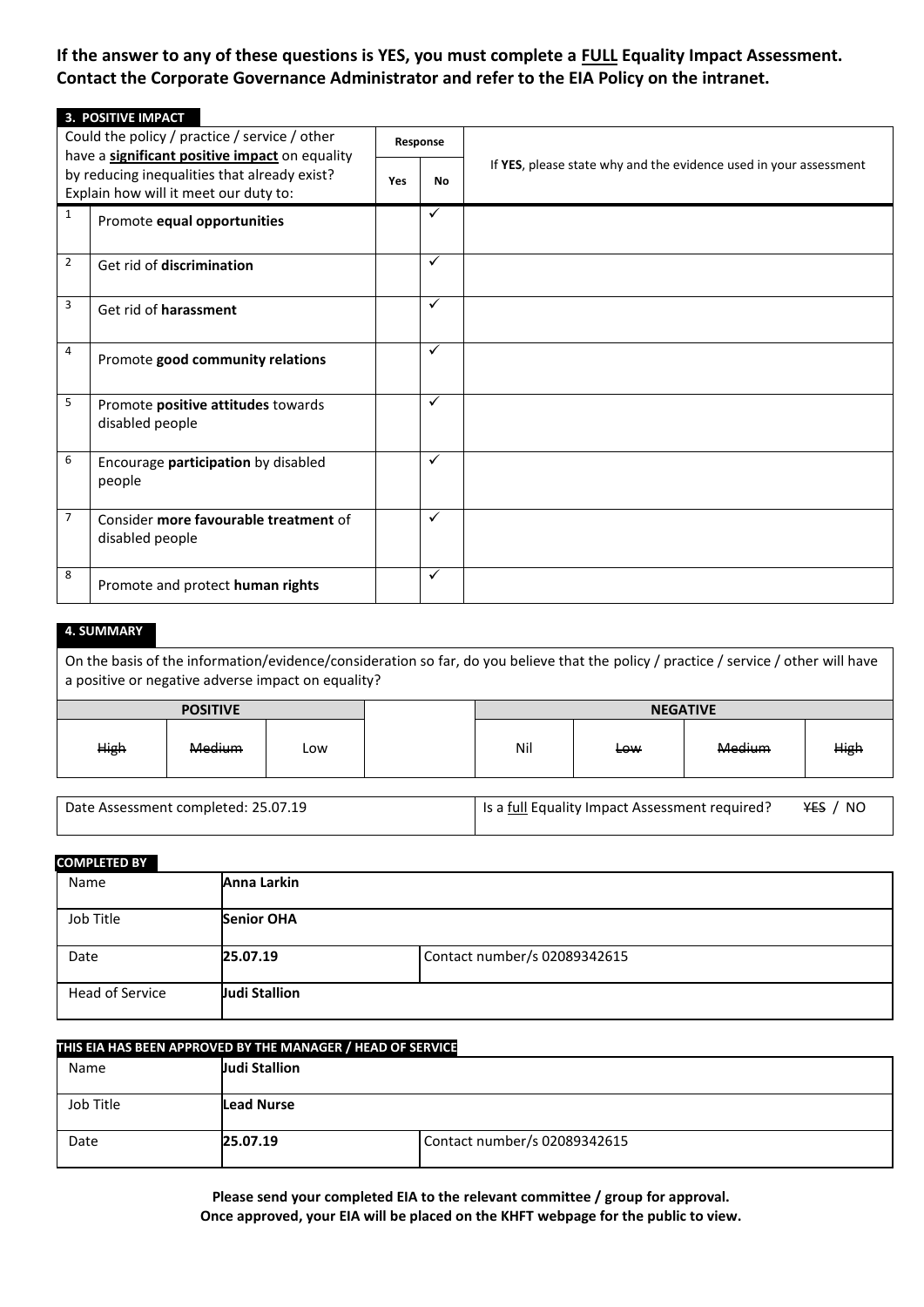**If the answer to any of these questions is YES, you must complete a FULL Equality Impact Assessment. Contact the Corporate Governance Administrator and refer to the EIA Policy on the intranet.**

**3. POSITIVE IMPACT**

| Could the policy / practice / service / other have a **significant positive impact** on equality by reducing inequalities that already exist? Explain how will it meet our duty to: | | Response | | If **YES**, please state why and the evidence used in your assessment |
|---|---|---|---|---|
| | | **Yes** | **No** | |
| 1 | Promote **equal opportunities** | | ✓ | |
| 2 | Get rid of **discrimination** | | ✓ | |
| 3 | Get rid of **harassment** | | ✓ | |
| 4 | Promote **good community relations** | | ✓ | |
| 5 | Promote **positive attitudes** towards disabled people | | ✓ | |
| 6 | Encourage **participation** by disabled people | | ✓ | |
| 7 | Consider **more favourable treatment** of disabled people | | ✓ | |
| 8 | Promote and protect **human rights** | | ✓ | |

**4. SUMMARY**

On the basis of the information/evidence/consideration so far, do you believe that the policy / practice / service / other will have a positive or negative adverse impact on equality?

| POSITIVE | | | | NEGATIVE | | | |
|---|---|---|---|---|---|---|---|
| ~~High~~ | ~~Medium~~ | Low | | Nil | ~~Low~~ | ~~Medium~~ | ~~High~~ |

| | |
|---|---|
| Date Assessment completed: 25.07.19 | Is a full Equality Impact Assessment required? ~~YES~~ / NO |

**COMPLETED BY**

| | | |
|---|---|---|
| Name | **Anna Larkin** | |
| Job Title | **Senior OHA** | |
| Date | **25.07.19** | Contact number/s 02089342615 |
| Head of Service | **Judi Stallion** | |

**THIS EIA HAS BEEN APPROVED BY THE MANAGER / HEAD OF SERVICE**

| | | |
|---|---|---|
| Name | **Judi Stallion** | |
| Job Title | **Lead Nurse** | |
| Date | **25.07.19** | Contact number/s 02089342615 |

**Please send your completed EIA to the relevant committee / group for approval.**
**Once approved, your EIA will be placed on the KHFT webpage for the public to view.**